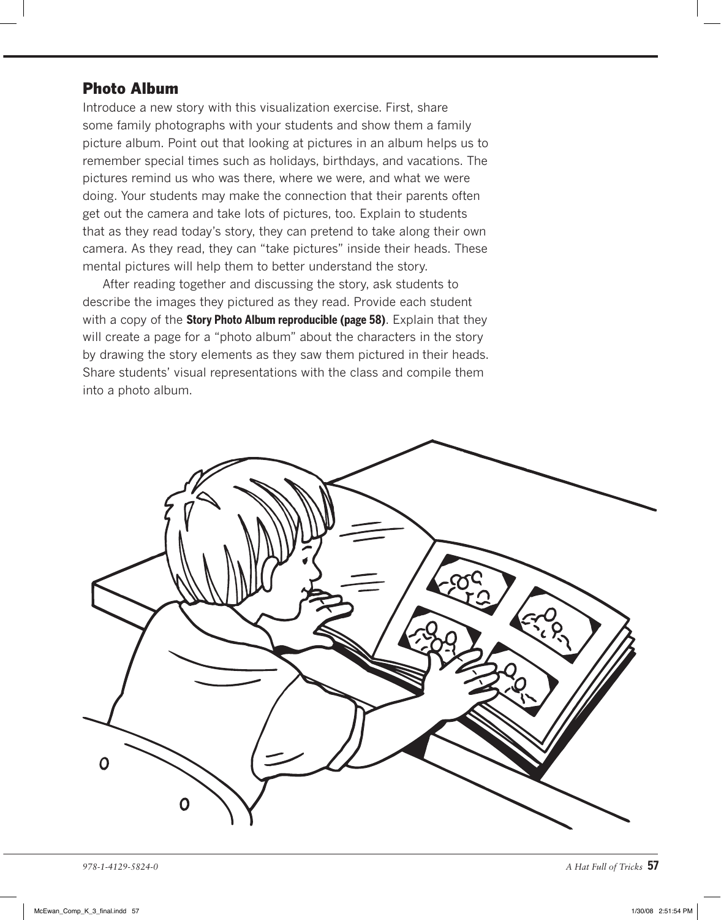## Photo Album

Introduce a new story with this visualization exercise. First, share some family photographs with your students and show them a family picture album. Point out that looking at pictures in an album helps us to remember special times such as holidays, birthdays, and vacations. The pictures remind us who was there, where we were, and what we were doing. Your students may make the connection that their parents often get out the camera and take lots of pictures, too. Explain to students that as they read today's story, they can pretend to take along their own camera. As they read, they can "take pictures" inside their heads. These mental pictures will help them to better understand the story.

After reading together and discussing the story, ask students to describe the images they pictured as they read. Provide each student with a copy of the **Story Photo Album reproducible (page 58)**. Explain that they will create a page for a "photo album" about the characters in the story by drawing the story elements as they saw them pictured in their heads. Share students' visual representations with the class and compile them into a photo album.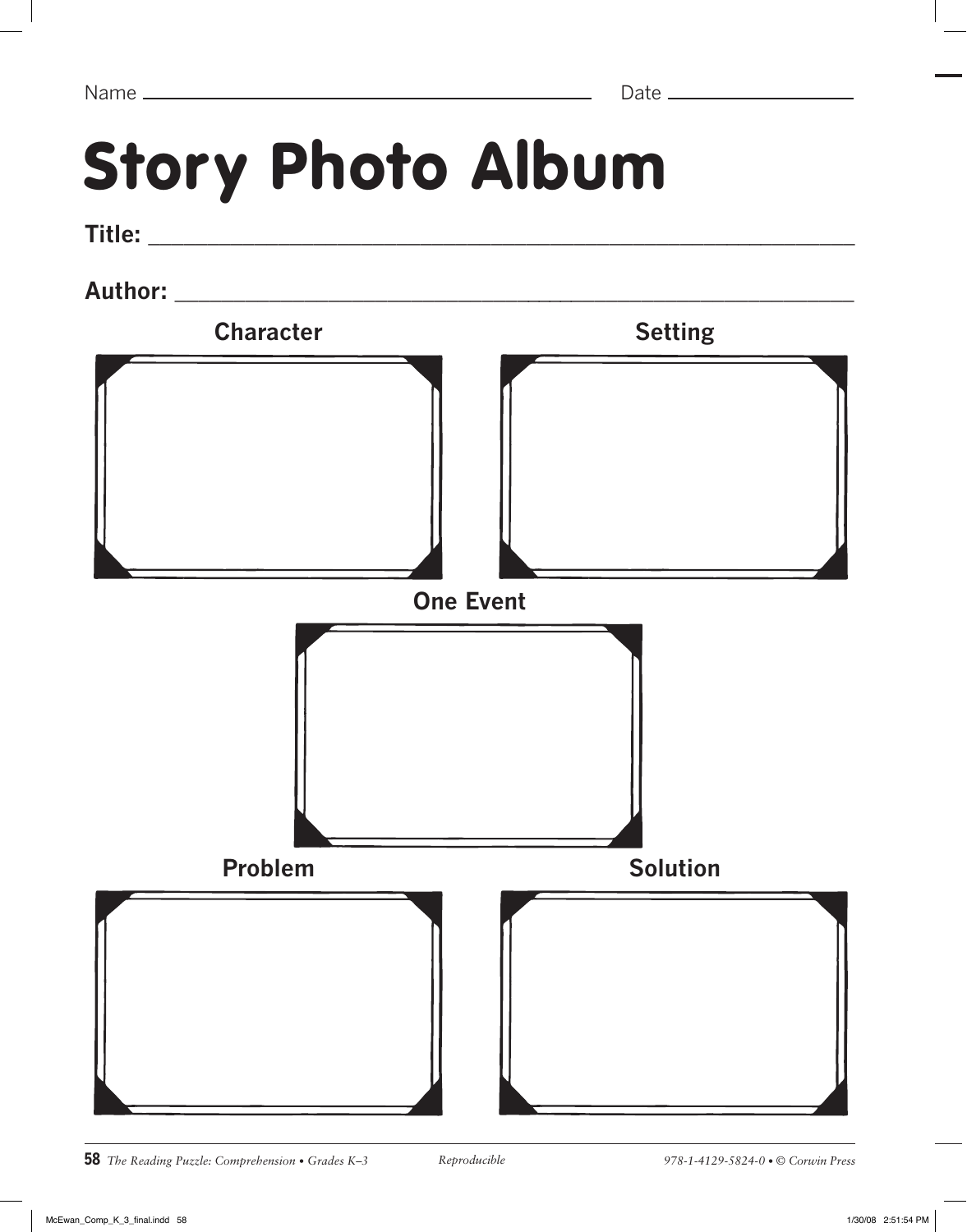Name ______________________ Date ______________

# Story Photo Album

**Title:** ______________________________________________

**Author:** ______________________________________________

**Character**

**Setting**

**One Event**

**Problem**

**Solution**

*The Reading Puzzle: Comprehension • Grades K–3* *Reproducible* *978-1-4129-5824-0 • © Corwin Press*